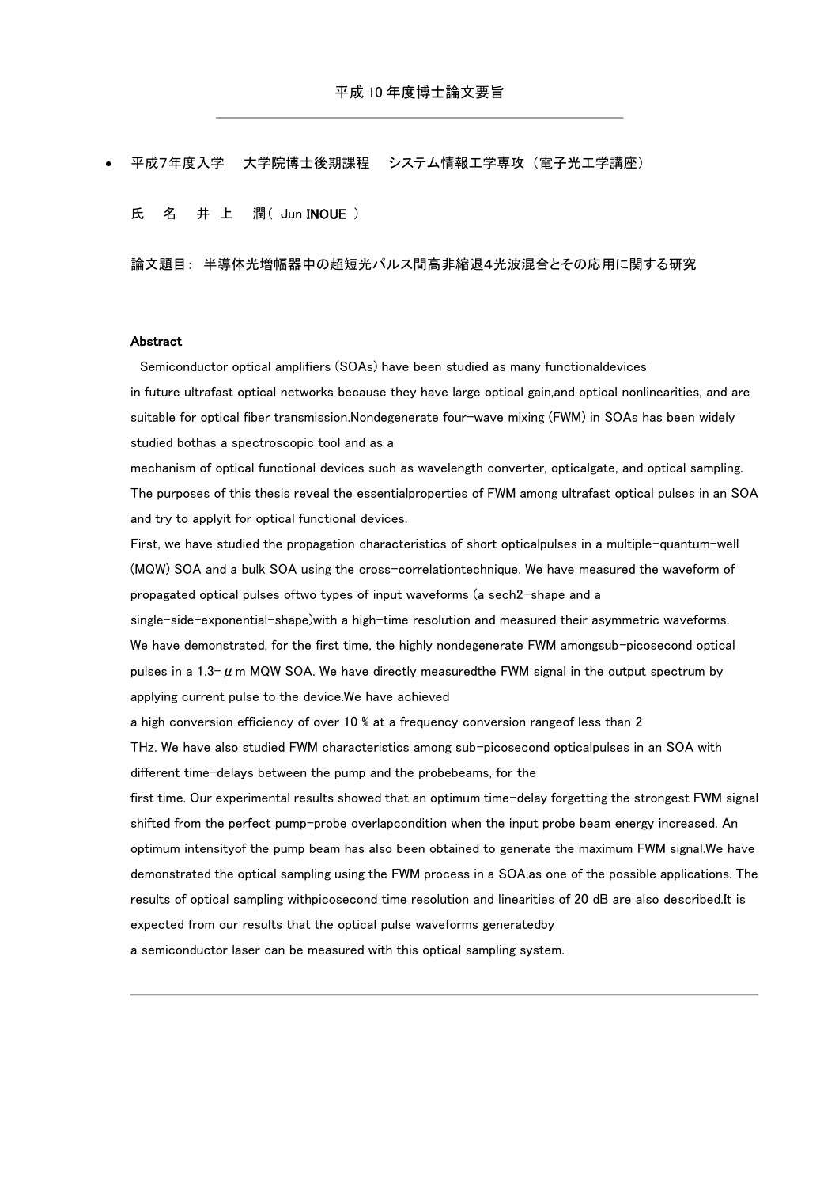# 平成 10 年度博士論文要旨

---

- 平成7年度入学　大学院博士後期課程　システム情報工学専攻（電子光工学講座）

氏　名　井 上　潤（ Jun **INOUE** ）

論文題目： 半導体光増幅器中の超短光パルス間高非縮退4光波混合とその応用に関する研究

**Abstract**

Semiconductor optical amplifiers (SOAs) have been studied as many functionaldevices in future ultrafast optical networks because they have large optical gain,and optical nonlinearities, and are suitable for optical fiber transmission.Nondegenerate four-wave mixing (FWM) in SOAs has been widely studied bothas a spectroscopic tool and as a mechanism of optical functional devices such as wavelength converter, opticalgate, and optical sampling. The purposes of this thesis reveal the essentialproperties of FWM among ultrafast optical pulses in an SOA and try to applyit for optical functional devices.

First, we have studied the propagation characteristics of short opticalpulses in a multiple-quantum-well (MQW) SOA and a bulk SOA using the cross-correlationtechnique. We have measured the waveform of propagated optical pulses oftwo types of input waveforms (a sech2-shape and a single-side-exponential-shape)with a high-time resolution and measured their asymmetric waveforms. We have demonstrated, for the first time, the highly nondegenerate FWM amongsub-picosecond optical pulses in a 1.3-$\mu$m MQW SOA. We have directly measuredthe FWM signal in the output spectrum by applying current pulse to the device.We have achieved a high conversion efficiency of over 10 % at a frequency conversion rangeof less than 2 THz. We have also studied FWM characteristics among sub-picosecond opticalpulses in an SOA with different time-delays between the pump and the probebeams, for the first time. Our experimental results showed that an optimum time-delay forgetting the strongest FWM signal shifted from the perfect pump-probe overlapcondition when the input probe beam energy increased. An optimum intensityof the pump beam has also been obtained to generate the maximum FWM signal.We have demonstrated the optical sampling using the FWM process in a SOA,as one of the possible applications. The results of optical sampling withpicosecond time resolution and linearities of 20 dB are also described.It is expected from our results that the optical pulse waveforms generatedby a semiconductor laser can be measured with this optical sampling system.

---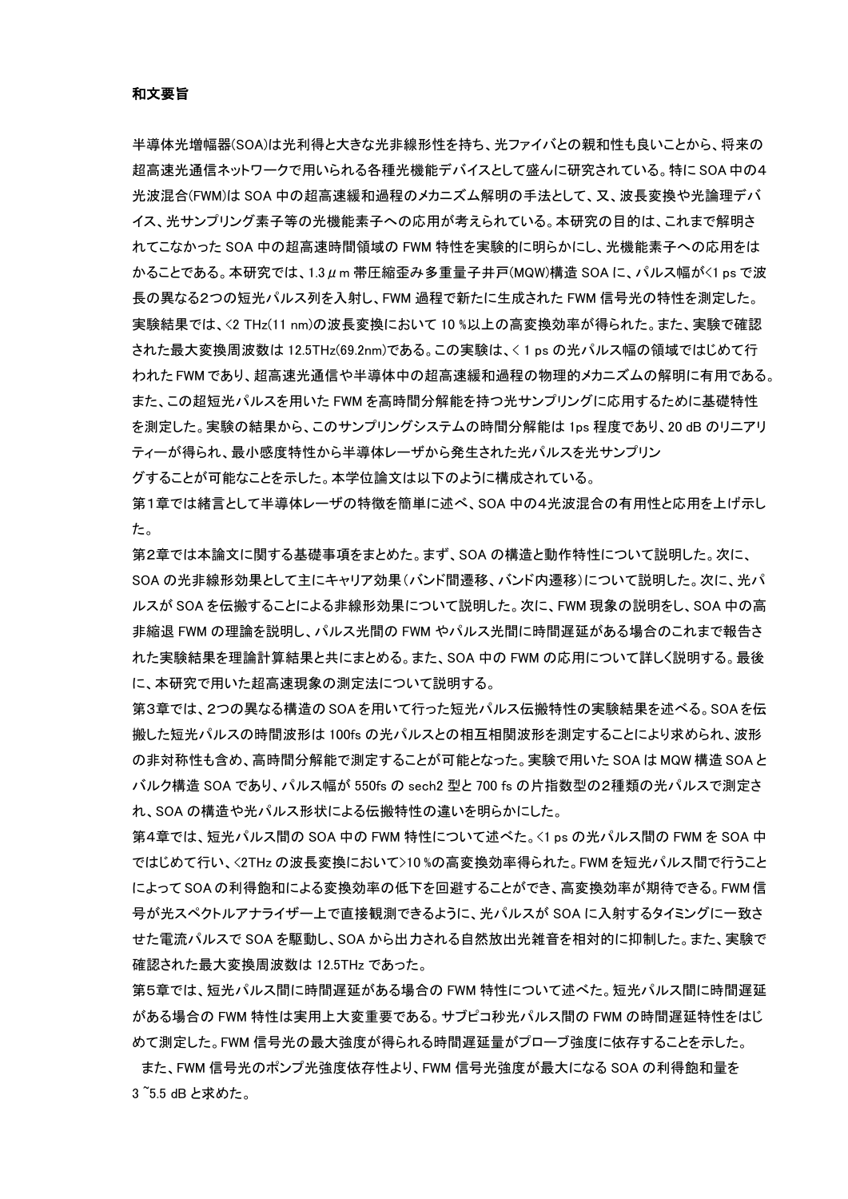**和文要旨**

半導体光増幅器(SOA)は光利得と大きな光非線形性を持ち、光ファイバとの親和性も良いことから、将来の超高速光通信ネットワークで用いられる各種光機能デバイスとして盛んに研究されている。特に SOA 中の4光波混合(FWM)は SOA 中の超高速緩和過程のメカニズム解明の手法として、又、波長変換や光論理デバイス、光サンプリング素子等の光機能素子への応用が考えられている。本研究の目的は、これまで解明されてこなかった SOA 中の超高速時間領域の FWM 特性を実験的に明らかにし、光機能素子への応用をはかることである。本研究では、1.3μm 帯圧縮歪み多重量子井戸(MQW)構造 SOA に、パルス幅が<1 ps で波長の異なる2つの短光パルス列を入射し、FWM 過程で新たに生成された FWM 信号光の特性を測定した。実験結果では、<2 THz(11 nm)の波長変換において 10 %以上の高変換効率が得られた。また、実験で確認された最大変換周波数は 12.5THz(69.2nm)である。この実験は、< 1 ps の光パルス幅の領域ではじめて行われた FWM であり、超高速光通信や半導体中の超高速緩和過程の物理的メカニズムの解明に有用である。また、この超短光パルスを用いた FWM を高時間分解能を持つ光サンプリングに応用するために基礎特性を測定した。実験の結果から、このサンプリングシステムの時間分解能は 1ps 程度であり、20 dB のリニアリティーが得られ、最小感度特性から半導体レーザから発生された光パルスを光サンプリングすることが可能なことを示した。本学位論文は以下のように構成されている。

第1章では緒言として半導体レーザの特徴を簡単に述べ、SOA 中の4光波混合の有用性と応用を上げ示した。

第2章では本論文に関する基礎事項をまとめた。まず、SOA の構造と動作特性について説明した。次に、SOA の光非線形効果として主にキャリア効果(バンド間遷移、バンド内遷移)について説明した。次に、光パルスが SOA を伝搬することによる非線形効果について説明した。次に、FWM 現象の説明をし、SOA 中の高非縮退 FWM の理論を説明し、パルス光間の FWM やパルス光間に時間遅延がある場合のこれまで報告された実験結果を理論計算結果と共にまとめる。また、SOA 中の FWM の応用について詳しく説明する。最後に、本研究で用いた超高速現象の測定法について説明する。

第3章では、2つの異なる構造の SOA を用いて行った短光パルス伝搬特性の実験結果を述べる。SOA を伝搬した短光パルスの時間波形は 100fs の光パルスとの相互相関波形を測定することにより求められ、波形の非対称性も含め、高時間分解能で測定することが可能となった。実験で用いた SOA は MQW 構造 SOA とバルク構造 SOA であり、パルス幅が 550fs の sech2 型と 700 fs の片指数型の2種類の光パルスで測定され、SOA の構造や光パルス形状による伝搬特性の違いを明らかにした。

第4章では、短光パルス間の SOA 中の FWM 特性について述べた。<1 ps の光パルス間の FWM を SOA 中ではじめて行い、<2THz の波長変換において>10 %の高変換効率得られた。FWM を短光パルス間で行うことによって SOA の利得飽和による変換効率の低下を回避することができ、高変換効率が期待できる。FWM 信号が光スペクトルアナライザー上で直接観測できるように、光パルスが SOA に入射するタイミングに一致させた電流パルスで SOA を駆動し、SOA から出力される自然放出光雑音を相対的に抑制した。また、実験で確認された最大変換周波数は 12.5THz であった。

第5章では、短光パルス間に時間遅延がある場合の FWM 特性について述べた。短光パルス間に時間遅延がある場合の FWM 特性は実用上大変重要である。サブピコ秒光パルス間の FWM の時間遅延特性をはじめて測定した。FWM 信号光の最大強度が得られる時間遅延量がプローブ強度に依存することを示した。

また、FWM 信号光のポンプ光強度依存性より、FWM 信号光強度が最大になる SOA の利得飽和量を 3 ~5.5 dB と求めた。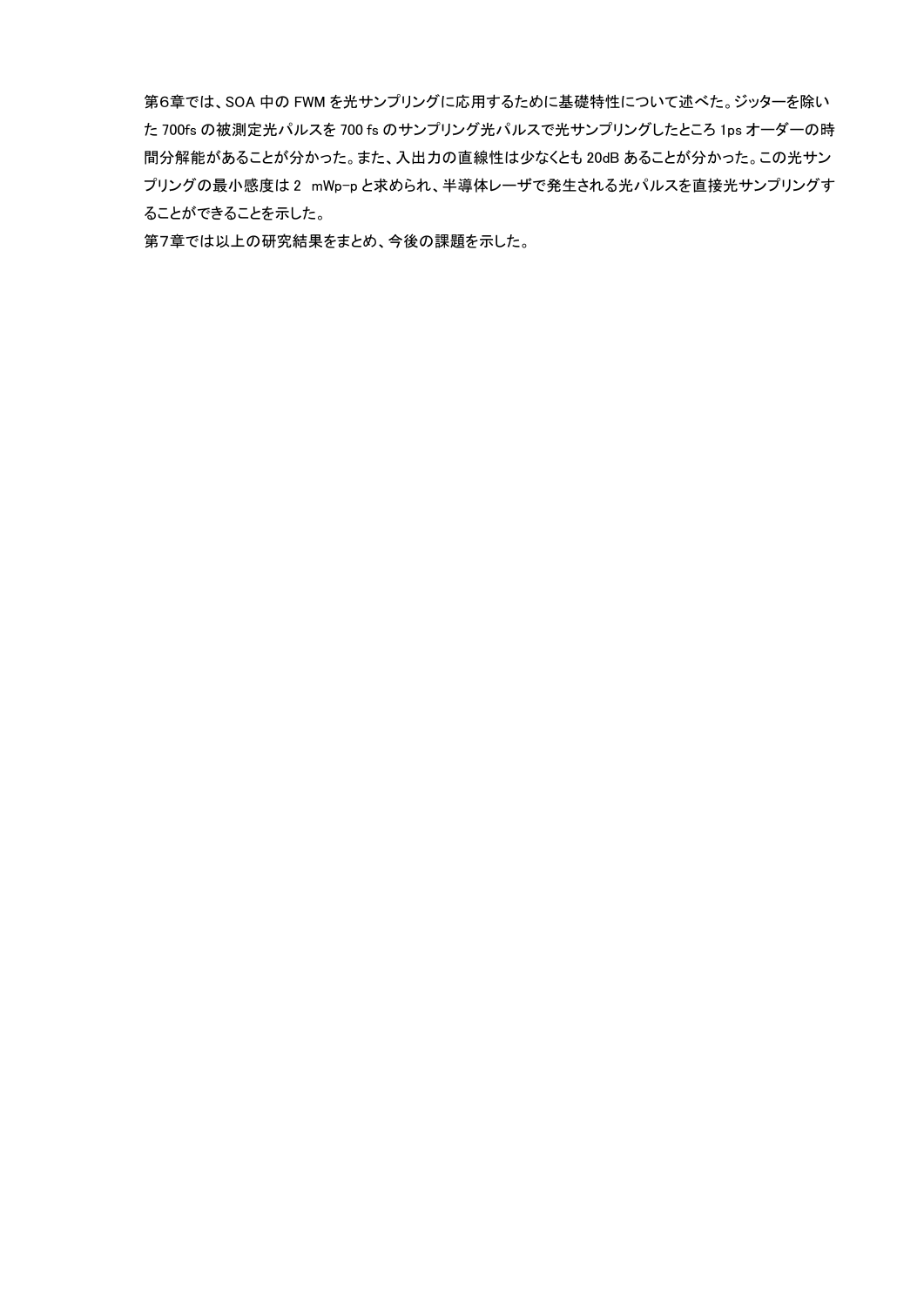第6章では、SOA 中の FWM を光サンプリングに応用するために基礎特性について述べた。ジッターを除いた 700fs の被測定光パルスを 700 fs のサンプリング光パルスで光サンプリングしたところ 1ps オーダーの時間分解能があることが分かった。また、入出力の直線性は少なくとも 20dB あることが分かった。この光サンプリングの最小感度は 2 mWp-p と求められ、半導体レーザで発生される光パルスを直接光サンプリングすることができることを示した。

第7章では以上の研究結果をまとめ、今後の課題を示した。